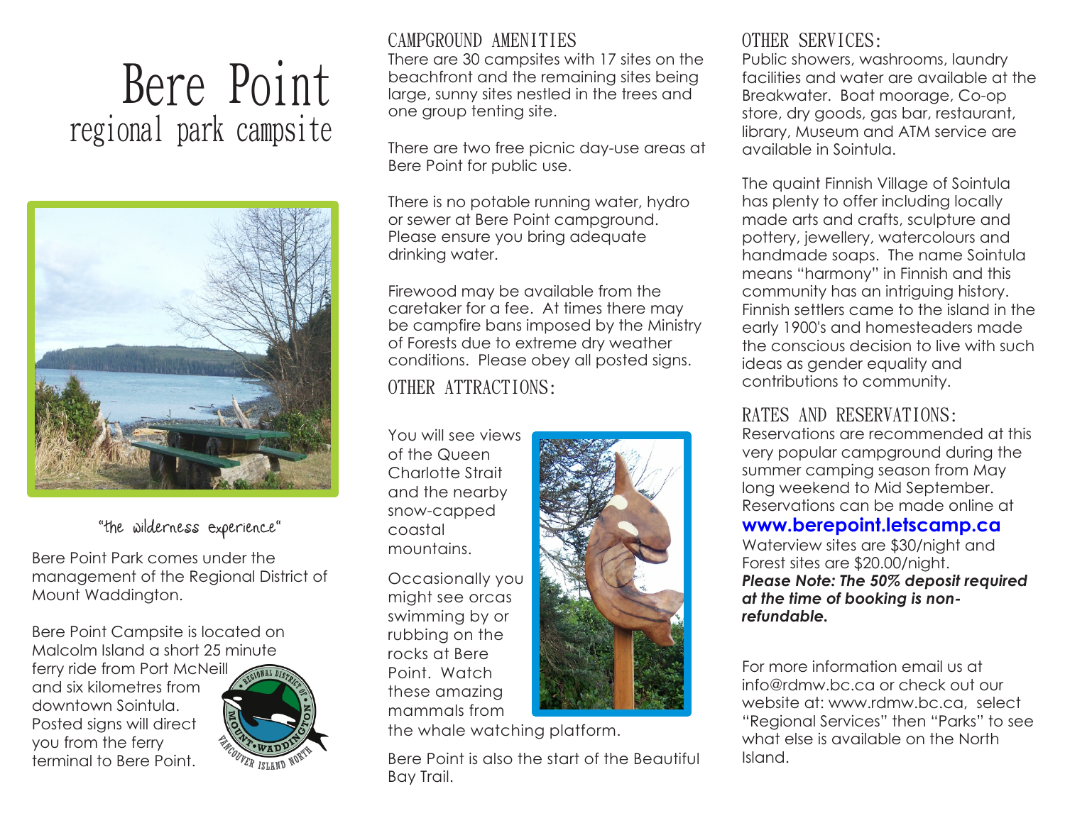# Bere Point

## regional park campsite

"the wilderness experience"

Bere Point Park comes under the management of the Regional District of Mount Waddington.

Bere Point Campsite is located on Malcolm Island a short 25 minute ferry ride from Port McNeill and six kilometres from downtown Sointula. Posted signs will direct you from the ferry terminal to Bere Point.

## CAMPGROUND AMENITIES

There are 30 campsites with 17 sites on the beachfront and the remaining sites being large, sunny sites nestled in the trees and one group tenting site.

There are two free picnic day-use areas at Bere Point for public use.

There is no potable running water, hydro or sewer at Bere Point campground. Please ensure you bring adequate drinking water.

Firewood may be available from the caretaker for a fee. At times there may be campfire bans imposed by the Ministry of Forests due to extreme dry weather conditions. Please obey all posted signs.

## OTHER ATTRACTIONS:

You will see views of the Queen Charlotte Strait and the nearby snow-capped coastal mountains.

Occasionally you might see orcas swimming by or rubbing on the rocks at Bere Point. Watch these amazing mammals from the whale watching platform.

Bere Point is also the start of the Beautiful Bay Trail.

## OTHER SERVICES:

Public showers, washrooms, laundry facilities and water are available at the Breakwater. Boat moorage, Co-op store, dry goods, gas bar, restaurant, library, Museum and ATM service are available in Sointula.

The quaint Finnish Village of Sointula has plenty to offer including locally made arts and crafts, sculpture and pottery, jewellery, watercolours and handmade soaps. The name Sointula means "harmony" in Finnish and this community has an intriguing history. Finnish settlers came to the island in the early 1900's and homesteaders made the conscious decision to live with such ideas as gender equality and contributions to community.

## RATES AND RESERVATIONS:

Reservations are recommended at this very popular campground during the summer camping season from May long weekend to Mid September. Reservations can be made online at

**www.berepoint.letscamp.ca**

Waterview sites are $30/night and Forest sites are $20.00/night.

***Please Note: The 50% deposit required at the time of booking is non-refundable.***

For more information email us at info@rdmw.bc.ca or check out our website at: www.rdmw.bc.ca, select "Regional Services" then "Parks" to see what else is available on the North Island.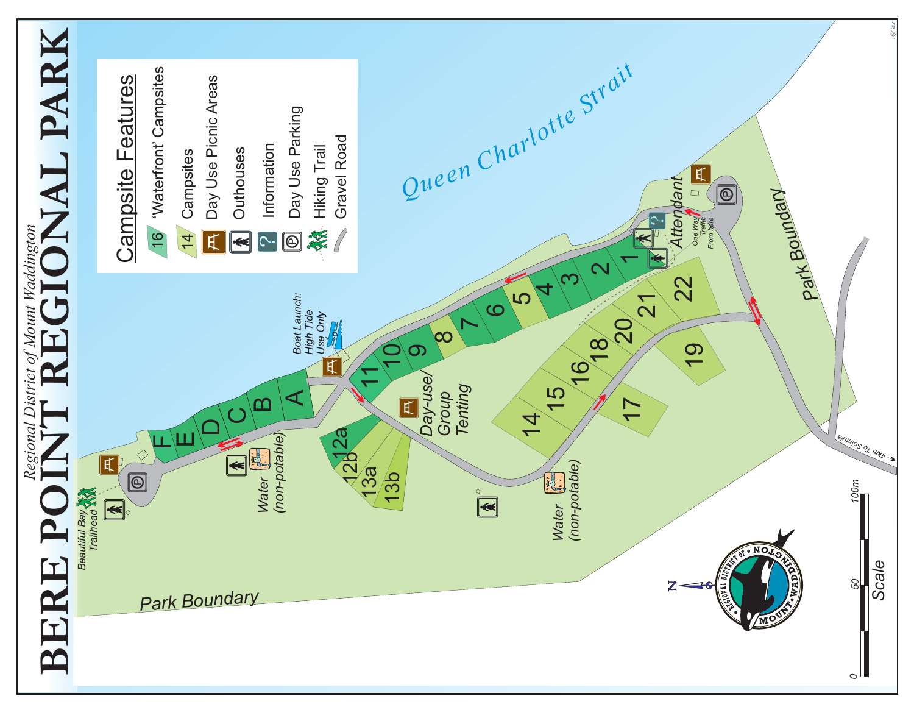# BERE POINT REGIONAL PARK

*Regional District of Mount Waddington*

## Campsite Features

- 16 'Waterfront' Campsites
- 14 Campsites
- Day Use Picnic Areas
- Outhouses
- Information
- Day Use Parking
- Hiking Trail
- Gravel Road

Queen Charlotte Strait

Boat Launch: High Tide Use Only

Attendant

One Way Traffic From here

Park Boundary

Day-use/ Group Tenting

Water (non-potable)

Water (non-potable)

Beautiful Bay Trailhead

Park Boundary

4km To Sointula

A B C D E F

1 2 3 4 5 6 7 8 9 10 11 12a 12b 13a 13b 14 15 16 17 18 19 20 21 22

N

0 50 100m

Scale

REGIONAL DISTRICT OF MOUNT WADDINGTON